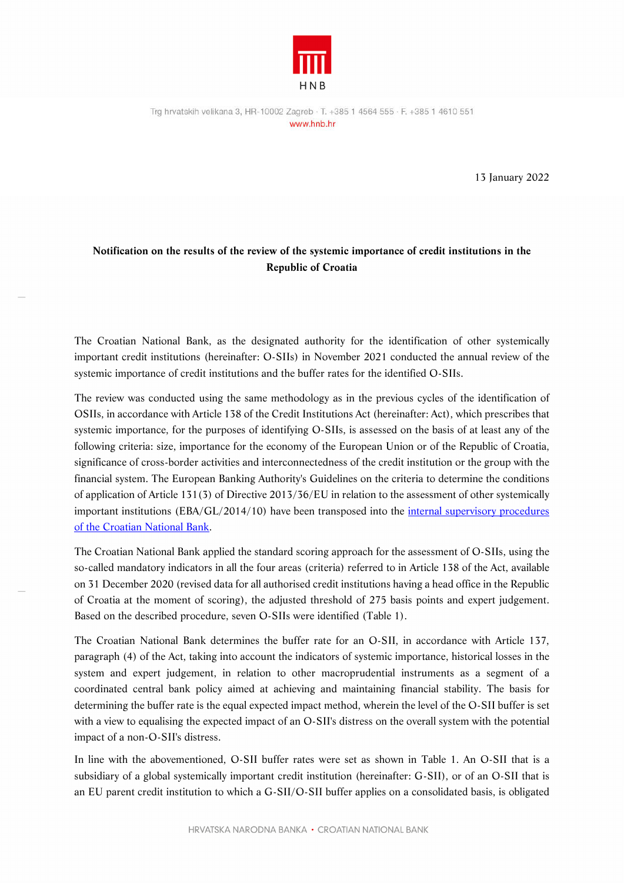HNB

Trg hrvatskih velikana 3, HR-10002 Zagreb · T. +385 1 4564 555 · F. +385 1 4610 551
www.hnb.hr

13 January 2022

**Notification on the results of the review of the systemic importance of credit institutions in the Republic of Croatia**

The Croatian National Bank, as the designated authority for the identification of other systemically important credit institutions (hereinafter: O-SIIs) in November 2021 conducted the annual review of the systemic importance of credit institutions and the buffer rates for the identified O-SIIs.

The review was conducted using the same methodology as in the previous cycles of the identification of OSIIs, in accordance with Article 138 of the Credit Institutions Act (hereinafter: Act), which prescribes that systemic importance, for the purposes of identifying O-SIIs, is assessed on the basis of at least any of the following criteria: size, importance for the economy of the European Union or of the Republic of Croatia, significance of cross-border activities and interconnectedness of the credit institution or the group with the financial system. The European Banking Authority's Guidelines on the criteria to determine the conditions of application of Article 131(3) of Directive 2013/36/EU in relation to the assessment of other systemically important institutions (EBA/GL/2014/10) have been transposed into the internal supervisory procedures of the Croatian National Bank.

The Croatian National Bank applied the standard scoring approach for the assessment of O-SIIs, using the so-called mandatory indicators in all the four areas (criteria) referred to in Article 138 of the Act, available on 31 December 2020 (revised data for all authorised credit institutions having a head office in the Republic of Croatia at the moment of scoring), the adjusted threshold of 275 basis points and expert judgement. Based on the described procedure, seven O-SIIs were identified (Table 1).

The Croatian National Bank determines the buffer rate for an O-SII, in accordance with Article 137, paragraph (4) of the Act, taking into account the indicators of systemic importance, historical losses in the system and expert judgement, in relation to other macroprudential instruments as a segment of a coordinated central bank policy aimed at achieving and maintaining financial stability. The basis for determining the buffer rate is the equal expected impact method, wherein the level of the O-SII buffer is set with a view to equalising the expected impact of an O-SII's distress on the overall system with the potential impact of a non-O-SII's distress.

In line with the abovementioned, O-SII buffer rates were set as shown in Table 1. An O-SII that is a subsidiary of a global systemically important credit institution (hereinafter: G-SII), or of an O-SII that is an EU parent credit institution to which a G-SII/O-SII buffer applies on a consolidated basis, is obligated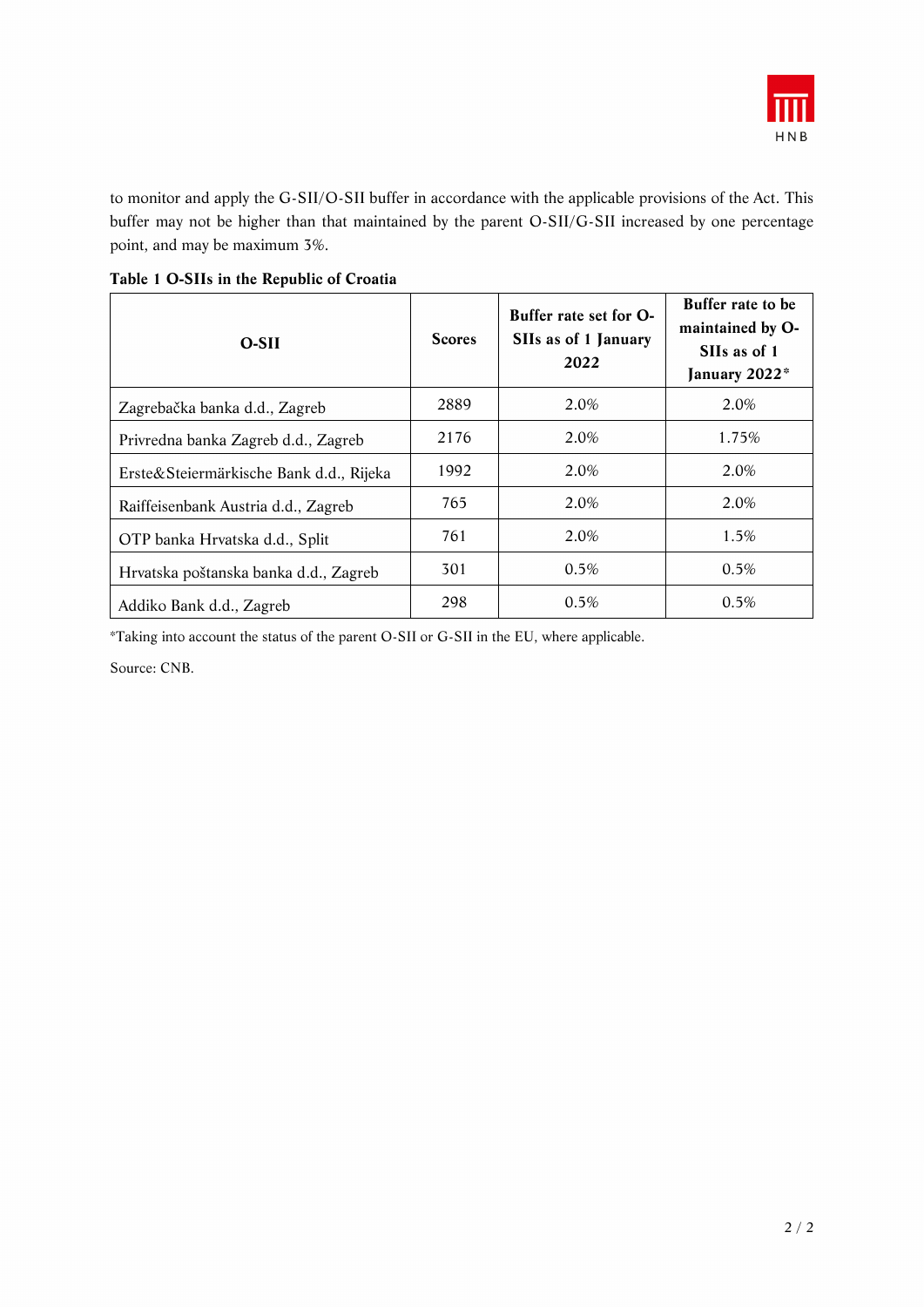to monitor and apply the G-SII/O-SII buffer in accordance with the applicable provisions of the Act. This buffer may not be higher than that maintained by the parent O-SII/G-SII increased by one percentage point, and may be maximum 3%.

**Table 1 O-SIIs in the Republic of Croatia**

| O-SII | Scores | Buffer rate set for O-SIIs as of 1 January 2022 | Buffer rate to be maintained by O-SIIs as of 1 January 2022* |
|---|---|---|---|
| Zagrebačka banka d.d., Zagreb | 2889 | 2.0% | 2.0% |
| Privredna banka Zagreb d.d., Zagreb | 2176 | 2.0% | 1.75% |
| Erste&Steiermärkische Bank d.d., Rijeka | 1992 | 2.0% | 2.0% |
| Raiffeisenbank Austria d.d., Zagreb | 765 | 2.0% | 2.0% |
| OTP banka Hrvatska d.d., Split | 761 | 2.0% | 1.5% |
| Hrvatska poštanska banka d.d., Zagreb | 301 | 0.5% | 0.5% |
| Addiko Bank d.d., Zagreb | 298 | 0.5% | 0.5% |

*Taking into account the status of the parent O-SII or G-SII in the EU, where applicable.

Source: CNB.